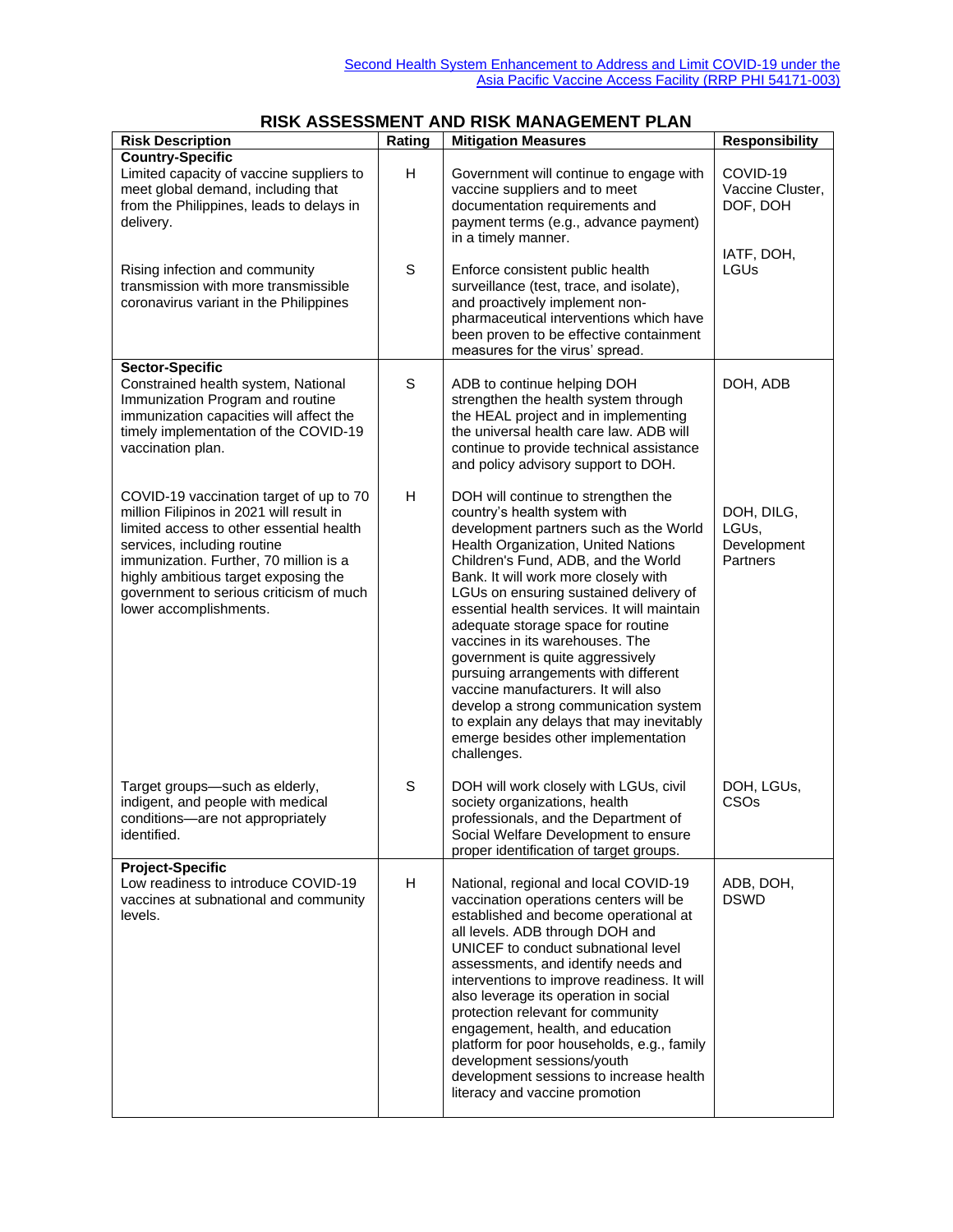Second Health System Enhancement to Address and Limit COVID-19 under the Asia Pacific Vaccine Access Facility (RRP PHI 54171-003)

# RISK ASSESSMENT AND RISK MANAGEMENT PLAN

| Risk Description | Rating | Mitigation Measures | Responsibility |
|---|---|---|---|
| **Country-Specific** | | | |
| Limited capacity of vaccine suppliers to meet global demand, including that from the Philippines, leads to delays in delivery. | H | Government will continue to engage with vaccine suppliers and to meet documentation requirements and payment terms (e.g., advance payment) in a timely manner. | COVID-19 Vaccine Cluster, DOF, DOH |
| Rising infection and community transmission with more transmissible coronavirus variant in the Philippines | S | Enforce consistent public health surveillance (test, trace, and isolate), and proactively implement non-pharmaceutical interventions which have been proven to be effective containment measures for the virus' spread. | IATF, DOH, LGUs |
| **Sector-Specific** | | | |
| Constrained health system, National Immunization Program and routine immunization capacities will affect the timely implementation of the COVID-19 vaccination plan. | S | ADB to continue helping DOH strengthen the health system through the HEAL project and in implementing the universal health care law. ADB will continue to provide technical assistance and policy advisory support to DOH. | DOH, ADB |
| COVID-19 vaccination target of up to 70 million Filipinos in 2021 will result in limited access to other essential health services, including routine immunization. Further, 70 million is a highly ambitious target exposing the government to serious criticism of much lower accomplishments. | H | DOH will continue to strengthen the country's health system with development partners such as the World Health Organization, United Nations Children's Fund, ADB, and the World Bank. It will work more closely with LGUs on ensuring sustained delivery of essential health services. It will maintain adequate storage space for routine vaccines in its warehouses. The government is quite aggressively pursuing arrangements with different vaccine manufacturers. It will also develop a strong communication system to explain any delays that may inevitably emerge besides other implementation challenges. | DOH, DILG, LGUs, Development Partners |
| Target groups—such as elderly, indigent, and people with medical conditions—are not appropriately identified. | S | DOH will work closely with LGUs, civil society organizations, health professionals, and the Department of Social Welfare Development to ensure proper identification of target groups. | DOH, LGUs, CSOs |
| **Project-Specific** | | | |
| Low readiness to introduce COVID-19 vaccines at subnational and community levels. | H | National, regional and local COVID-19 vaccination operations centers will be established and become operational at all levels. ADB through DOH and UNICEF to conduct subnational level assessments, and identify needs and interventions to improve readiness. It will also leverage its operation in social protection relevant for community engagement, health, and education platform for poor households, e.g., family development sessions/youth development sessions to increase health literacy and vaccine promotion | ADB, DOH, DSWD |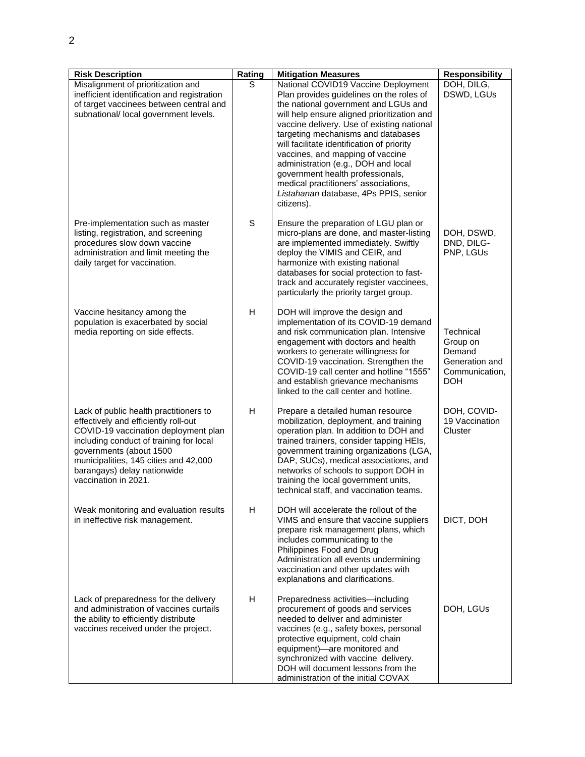| Risk Description | Rating | Mitigation Measures | Responsibility |
|---|---|---|---|
| Misalignment of prioritization and inefficient identification and registration of target vaccinees between central and subnational/ local government levels. | S | National COVID19 Vaccine Deployment Plan provides guidelines on the roles of the national government and LGUs and will help ensure aligned prioritization and vaccine delivery. Use of existing national targeting mechanisms and databases will facilitate identification of priority vaccines, and mapping of vaccine administration (e.g., DOH and local government health professionals, medical practitioners' associations, *Listahanan* database, 4Ps PPIS, senior citizens). | DOH, DILG, DSWD, LGUs |
| Pre-implementation such as master listing, registration, and screening procedures slow down vaccine administration and limit meeting the daily target for vaccination. | S | Ensure the preparation of LGU plan or micro-plans are done, and master-listing are implemented immediately. Swiftly deploy the VIMIS and CEIR, and harmonize with existing national databases for social protection to fast-track and accurately register vaccinees, particularly the priority target group. | DOH, DSWD, DND, DILG-PNP, LGUs |
| Vaccine hesitancy among the population is exacerbated by social media reporting on side effects. | H | DOH will improve the design and implementation of its COVID-19 demand and risk communication plan. Intensive engagement with doctors and health workers to generate willingness for COVID-19 vaccination. Strengthen the COVID-19 call center and hotline "1555" and establish grievance mechanisms linked to the call center and hotline. | Technical Group on Demand Generation and Communication, DOH |
| Lack of public health practitioners to effectively and efficiently roll-out COVID-19 vaccination deployment plan including conduct of training for local governments (about 1500 municipalities, 145 cities and 42,000 barangays) delay nationwide vaccination in 2021. | H | Prepare a detailed human resource mobilization, deployment, and training operation plan. In addition to DOH and trained trainers, consider tapping HEIs, government training organizations (LGA, DAP, SUCs), medical associations, and networks of schools to support DOH in training the local government units, technical staff, and vaccination teams. | DOH, COVID-19 Vaccination Cluster |
| Weak monitoring and evaluation results in ineffective risk management. | H | DOH will accelerate the rollout of the VIMS and ensure that vaccine suppliers prepare risk management plans, which includes communicating to the Philippines Food and Drug Administration all events undermining vaccination and other updates with explanations and clarifications. | DICT, DOH |
| Lack of preparedness for the delivery and administration of vaccines curtails the ability to efficiently distribute vaccines received under the project. | H | Preparedness activities—including procurement of goods and services needed to deliver and administer vaccines (e.g., safety boxes, personal protective equipment, cold chain equipment)—are monitored and synchronized with vaccine delivery. DOH will document lessons from the administration of the initial COVAX | DOH, LGUs |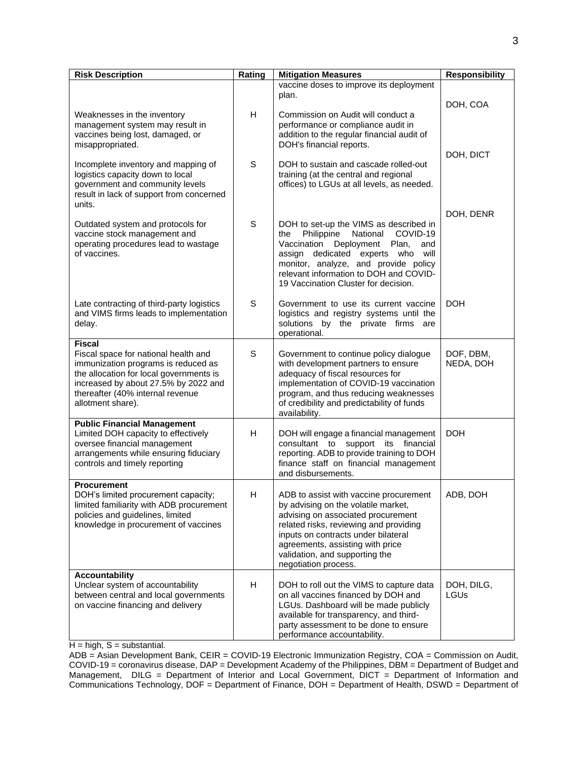| Risk Description | Rating | Mitigation Measures | Responsibility |
|---|---|---|---|
| | | vaccine doses to improve its deployment plan. | |
| Weaknesses in the inventory management system may result in vaccines being lost, damaged, or misappropriated. | H | Commission on Audit will conduct a performance or compliance audit in addition to the regular financial audit of DOH's financial reports. | DOH, COA |
| Incomplete inventory and mapping of logistics capacity down to local government and community levels result in lack of support from concerned units. | S | DOH to sustain and cascade rolled-out training (at the central and regional offices) to LGUs at all levels, as needed. | DOH, DICT |
| Outdated system and protocols for vaccine stock management and operating procedures lead to wastage of vaccines. | S | DOH to set-up the VIMS as described in the Philippine National COVID-19 Vaccination Deployment Plan, and assign dedicated experts who will monitor, analyze, and provide policy relevant information to DOH and COVID-19 Vaccination Cluster for decision. | DOH, DENR |
| Late contracting of third-party logistics and VIMS firms leads to implementation delay. | S | Government to use its current vaccine logistics and registry systems until the solutions by the private firms are operational. | DOH |
| **Fiscal**<br>Fiscal space for national health and immunization programs is reduced as the allocation for local governments is increased by about 27.5% by 2022 and thereafter (40% internal revenue allotment share). | S | Government to continue policy dialogue with development partners to ensure adequacy of fiscal resources for implementation of COVID-19 vaccination program, and thus reducing weaknesses of credibility and predictability of funds availability. | DOF, DBM, NEDA, DOH |
| **Public Financial Management**<br>Limited DOH capacity to effectively oversee financial management arrangements while ensuring fiduciary controls and timely reporting | H | DOH will engage a financial management consultant to support its financial reporting. ADB to provide training to DOH finance staff on financial management and disbursements. | DOH |
| **Procurement**<br>DOH's limited procurement capacity; limited familiarity with ADB procurement policies and guidelines, limited knowledge in procurement of vaccines | H | ADB to assist with vaccine procurement by advising on the volatile market, advising on associated procurement related risks, reviewing and providing inputs on contracts under bilateral agreements, assisting with price validation, and supporting the negotiation process. | ADB, DOH |
| **Accountability**<br>Unclear system of accountability between central and local governments on vaccine financing and delivery | H | DOH to roll out the VIMS to capture data on all vaccines financed by DOH and LGUs. Dashboard will be made publicly available for transparency, and third-party assessment to be done to ensure performance accountability. | DOH, DILG, LGUs |

H = high, S = substantial.

ADB = Asian Development Bank, CEIR = COVID-19 Electronic Immunization Registry, COA = Commission on Audit, COVID-19 = coronavirus disease, DAP = Development Academy of the Philippines, DBM = Department of Budget and Management, DILG = Department of Interior and Local Government, DICT = Department of Information and Communications Technology, DOF = Department of Finance, DOH = Department of Health, DSWD = Department of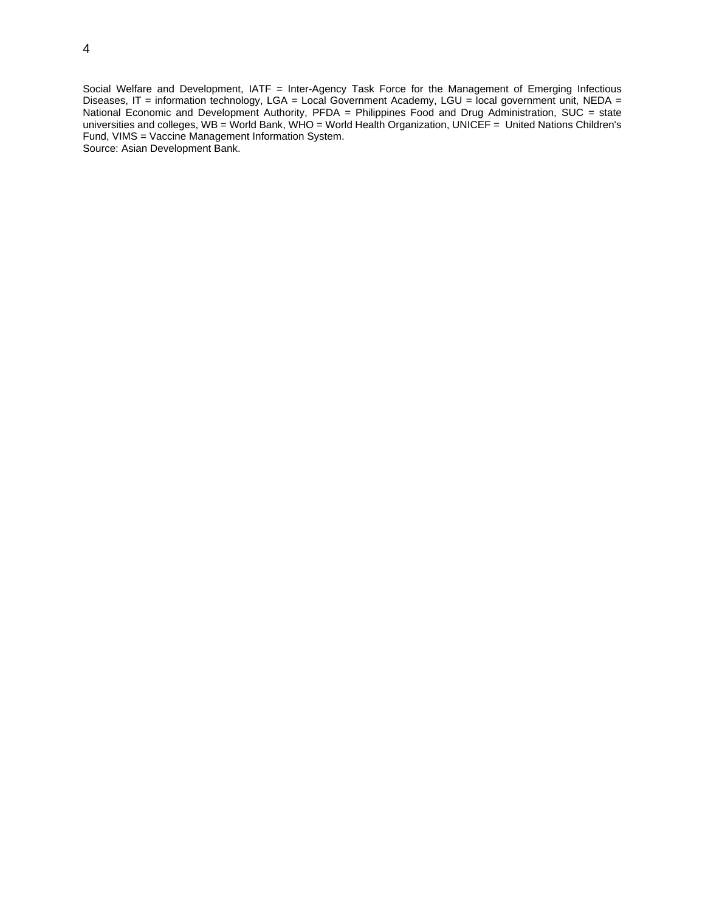Social Welfare and Development, IATF = Inter-Agency Task Force for the Management of Emerging Infectious Diseases, IT = information technology, LGA = Local Government Academy, LGU = local government unit, NEDA = National Economic and Development Authority, PFDA = Philippines Food and Drug Administration, SUC = state universities and colleges, WB = World Bank, WHO = World Health Organization, UNICEF = United Nations Children's Fund, VIMS = Vaccine Management Information System.

Source: Asian Development Bank.